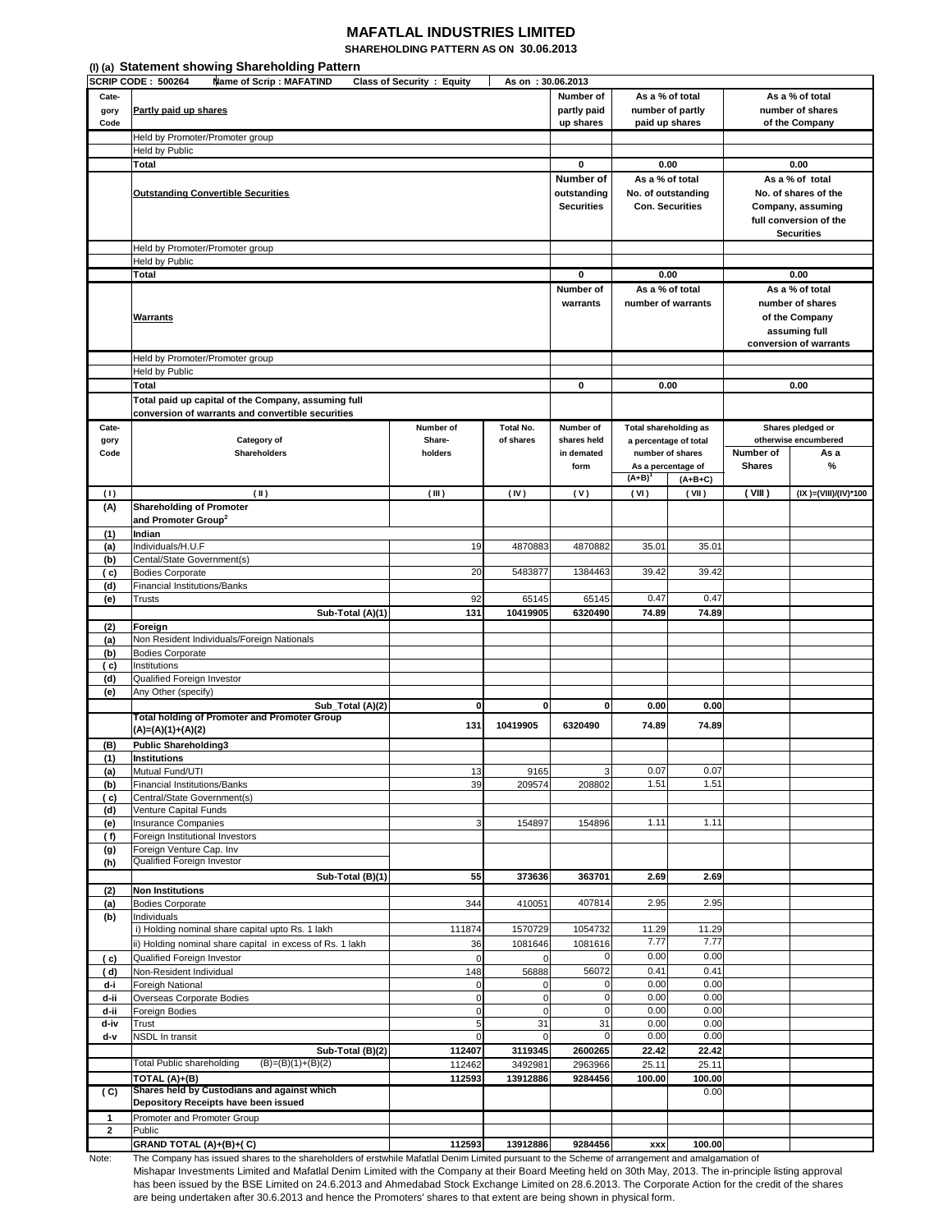# MAFATLAL INDUSTRIES LIMITED

**SHAREHOLDING PATTERN AS ON 30.06.2013**

## (I) (a) Statement showing Shareholding Pattern

SCRIP CODE : 500264 | Name of Scrip : MAFATIND | Class of Security : Equity | As on : 30.06.2013

| Category Code | Partly paid up shares | Number of partly paid up shares | As a % of total number of partly paid up shares | As a % of total number of shares of the Company |
|---|---|---|---|---|
| | Held by Promoter/Promoter group | | | |
| | Held by Public | | | |
| | **Total** | **0** | **0.00** | **0.00** |

| | Outstanding Convertible Securities | Number of outstanding Securities | As a % of total No. of outstanding Con. Securities | As a % of total No. of shares of the Company, assuming full conversion of the Securities |
|---|---|---|---|---|
| | Held by Promoter/Promoter group | | | |
| | Held by Public | | | |
| | **Total** | **0** | **0.00** | **0.00** |

| | Warrants | Number of warrants | As a % of total number of warrants | As a % of total number of shares of the Company assuming full conversion of warrants |
|---|---|---|---|---|
| | Held by Promoter/Promoter group | | | |
| | Held by Public | | | |
| | **Total** | **0** | **0.00** | **0.00** |
| | **Total paid up capital of the Company, assuming full conversion of warrants and convertible securities** | | | |

| Category Code | Category of Shareholders | Number of Shareholders | Total No. of shares | Number of shares held in demated form | Total shareholding as a percentage of total number of shares As a percentage of (A+B)[1] | (A+B+C) | Shares pledged or otherwise encumbered Number of Shares | As a % |
|---|---|---|---|---|---|---|---|---|
| ( I ) | ( II ) | ( III ) | ( IV ) | ( V ) | ( VI ) | ( VII ) | ( VIII ) | (IX )=(VIII)/(IV)*100 |
| **(A)** | **Shareholding of Promoter and Promoter Group[2]** | | | | | | | |
| **(1)** | **Indian** | | | | | | | |
| (a) | Individuals/H.U.F | 19 | 4870883 | 4870882 | 35.01 | 35.01 | | |
| (b) | Cental/State Government(s) | | | | | | | |
| ( c) | Bodies Corporate | 20 | 5483877 | 1384463 | 39.42 | 39.42 | | |
| (d) | Financial Institutions/Banks | | | | | | | |
| (e) | Trusts | 92 | 65145 | 65145 | 0.47 | 0.47 | | |
| | **Sub-Total (A)(1)** | **131** | **10419905** | **6320490** | **74.89** | **74.89** | | |
| **(2)** | **Foreign** | | | | | | | |
| (a) | Non Resident Individuals/Foreign Nationals | | | | | | | |
| (b) | Bodies Corporate | | | | | | | |
| ( c) | Institutions | | | | | | | |
| (d) | Qualified Foreign Investor | | | | | | | |
| (e) | Any Other (specify) | | | | | | | |
| | **Sub_Total (A)(2)** | **0** | **0** | **0** | **0.00** | **0.00** | | |
| | **Total holding of Promoter and Promoter Group (A)=(A)(1)+(A)(2)** | **131** | **10419905** | **6320490** | **74.89** | **74.89** | | |
| **(B)** | **Public Shareholding3** | | | | | | | |
| **(1)** | **Institutions** | | | | | | | |
| (a) | Mutual Fund/UTI | 13 | 9165 | 3 | 0.07 | 0.07 | | |
| (b) | Financial Institutions/Banks | 39 | 209574 | 208802 | 1.51 | 1.51 | | |
| ( c) | Central/State Government(s) | | | | | | | |
| (d) | Venture Capital Funds | | | | | | | |
| (e) | Insurance Companies | 3 | 154897 | 154896 | 1.11 | 1.11 | | |
| ( f) | Foreign Institutional Investors | | | | | | | |
| (g) | Foreign Venture Cap. Inv | | | | | | | |
| (h) | Qualified Foreign Investor | | | | | | | |
| | **Sub-Total (B)(1)** | **55** | **373636** | **363701** | **2.69** | **2.69** | | |
| **(2)** | **Non Institutions** | | | | | | | |
| (a) | Bodies Corporate | 344 | 410051 | 407814 | 2.95 | 2.95 | | |
| (b) | Individuals | | | | | | | |
| | i) Holding nominal share capital upto Rs. 1 lakh | 111874 | 1570729 | 1054732 | 11.29 | 11.29 | | |
| | ii) Holding nominal share capital in excess of Rs. 1 lakh | 36 | 1081646 | 1081616 | 7.77 | 7.77 | | |
| ( c) | Qualified Foreign Investor | 0 | 0 | 0 | 0.00 | 0.00 | | |
| ( d) | Non-Resident Individual | 148 | 56888 | 56072 | 0.41 | 0.41 | | |
| d-i | Foreign National | 0 | 0 | 0 | 0.00 | 0.00 | | |
| d-ii | Overseas Corporate Bodies | 0 | 0 | 0 | 0.00 | 0.00 | | |
| d-ii | Foreign Bodies | 0 | 0 | 0 | 0.00 | 0.00 | | |
| d-iv | Trust | 5 | 31 | 31 | 0.00 | 0.00 | | |
| d-v | NSDL In transit | 0 | 0 | 0 | 0.00 | 0.00 | | |
| | **Sub-Total (B)(2)** | **112407** | **3119345** | **2600265** | **22.42** | **22.42** | | |
| | Total Public shareholding (B)=(B)(1)+(B)(2) | 112462 | 3492981 | 2963966 | 25.11 | 25.11 | | |
| | **TOTAL (A)+(B)** | **112593** | **13912886** | **9284456** | **100.00** | **100.00** | | |
| **( C)** | **Shares held by Custodians and against which Depository Receipts have been issued** | | | | | 0.00 | | |
| **1** | Promoter and Promoter Group | | | | | | | |
| **2** | Public | | | | | | | |
| | **GRAND TOTAL (A)+(B)+( C)** | **112593** | **13912886** | **9284456** | **xxx** | **100.00** | | |

Note: The Company has issued shares to the shareholders of erstwhile Mafatlal Denim Limited pursuant to the Scheme of arrangement and amalgamation of Mishapar Investments Limited and Mafatlal Denim Limited with the Company at their Board Meeting held on 30th May, 2013. The in-principle listing approval has been issued by the BSE Limited on 24.6.2013 and Ahmedabad Stock Exchange Limited on 28.6.2013. The Corporate Action for the credit of the shares are being undertaken after 30.6.2013 and hence the Promoters' shares to that extent are being shown in physical form.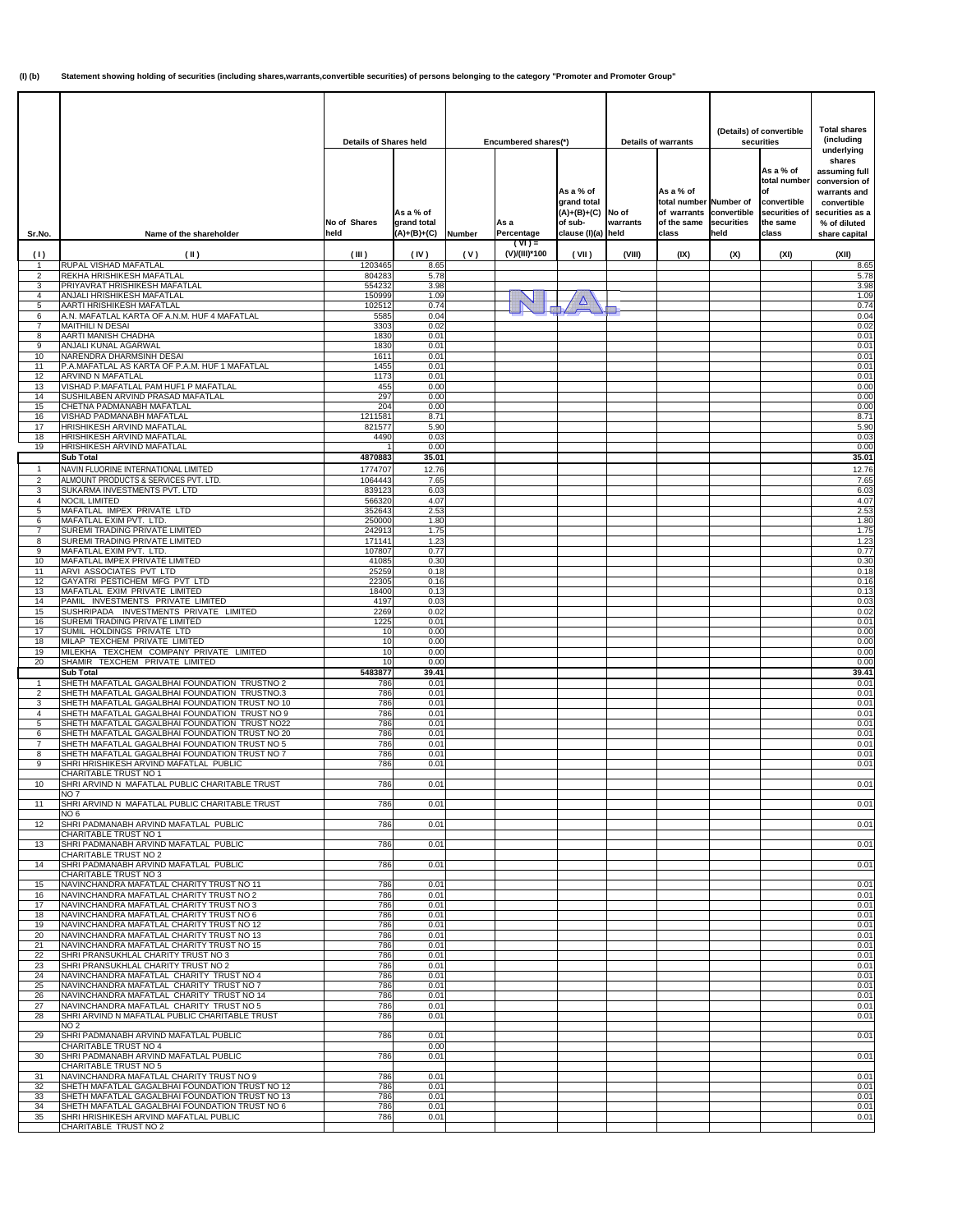**(I) (b) Statement showing holding of securities (including shares,warrants,convertible securities) of persons belonging to the category "Promoter and Promoter Group"**

| Sr.No. | Name of the shareholder | Details of Shares held | | Encumbered shares(*) | | | Details of warrants | | (Details) of convertible securities | | Total shares (including underlying shares assuming full conversion of warrants and convertible securities as a % of diluted share capital |
|---|---|---|---|---|---|---|---|---|---|---|---|
| | | No of Shares held | As a % of grand total (A)+(B)+(C) | Number | As a Percentage | As a % of grand total (A)+(B)+(C) of sub-clause (I)(a) | No of warrants held | As a % of total number of warrants of the same class | Number of convertible securities held | As a % of total number of convertible securities of the same class | |
| ( I ) | ( II ) | ( III ) | ( IV ) | ( V ) | ( VI ) = (V)/(III)*100 | ( VII ) | (VIII) | (IX) | (X) | (XI) | (XII) |
| 1 | RUPAL VISHAD MAFATLAL | 1203465 | 8.65 | N.A. | | | | | | | 8.65 |
| 2 | REKHA HRISHIKESH MAFATLAL | 804283 | 5.78 | | | | | | | | 5.78 |
| 3 | PRIYAVRAT HRISHIKESH MAFATLAL | 554232 | 3.98 | | | | | | | | 3.98 |
| 4 | ANJALI HRISHIKESH MAFATLAL | 150999 | 1.09 | | | | | | | | 1.09 |
| 5 | AARTI HRISHIKESH MAFATLAL | 102512 | 0.74 | | | | | | | | 0.74 |
| 6 | A.N. MAFATLAL KARTA OF A.N.M. HUF 4 MAFATLAL | 5585 | 0.04 | | | | | | | | 0.04 |
| 7 | MAITHILI N DESAI | 3303 | 0.02 | | | | | | | | 0.02 |
| 8 | AARTI MANISH CHADHA | 1830 | 0.01 | | | | | | | | 0.01 |
| 9 | ANJALI KUNAL AGARWAL | 1830 | 0.01 | | | | | | | | 0.01 |
| 10 | NARENDRA DHARMSINH DESAI | 1611 | 0.01 | | | | | | | | 0.01 |
| 11 | P.A.MAFATLAL AS KARTA OF P.A.M. HUF 1 MAFATLAL | 1455 | 0.01 | | | | | | | | 0.01 |
| 12 | ARVIND N MAFATLAL | 1173 | 0.01 | | | | | | | | 0.01 |
| 13 | VISHAD P.MAFATLAL PAM HUF1 P MAFATLAL | 455 | 0.00 | | | | | | | | 0.00 |
| 14 | SUSHILABEN ARVIND PRASAD MAFATLAL | 297 | 0.00 | | | | | | | | 0.00 |
| 15 | CHETNA PADMANABH MAFATLAL | 204 | 0.00 | | | | | | | | 0.00 |
| 16 | VISHAD PADMANABH MAFATLAL | 1211581 | 8.71 | | | | | | | | 8.71 |
| 17 | HRISHIKESH ARVIND MAFATLAL | 821577 | 5.90 | | | | | | | | 5.90 |
| 18 | HRISHIKESH ARVIND MAFATLAL | 4490 | 0.03 | | | | | | | | 0.03 |
| 19 | HRISHIKESH ARVIND MAFATLAL | 1 | 0.00 | | | | | | | | 0.00 |
| | **Sub Total** | **4870883** | **35.01** | | | | | | | | **35.01** |
| 1 | NAVIN FLUORINE INTERNATIONAL LIMITED | 1774707 | 12.76 | | | | | | | | 12.76 |
| 2 | ALMOUNT PRODUCTS & SERVICES PVT. LTD. | 1064443 | 7.65 | | | | | | | | 7.65 |
| 3 | SUKARMA INVESTMENTS PVT. LTD | 839123 | 6.03 | | | | | | | | 6.03 |
| 4 | NOCIL LIMITED | 566320 | 4.07 | | | | | | | | 4.07 |
| 5 | MAFATLAL IMPEX PRIVATE LTD | 352643 | 2.53 | | | | | | | | 2.53 |
| 6 | MAFATLAL EXIM PVT. LTD. | 250000 | 1.80 | | | | | | | | 1.80 |
| 7 | SUREMI TRADING PRIVATE LIMITED | 242913 | 1.75 | | | | | | | | 1.75 |
| 8 | SUREMI TRADING PRIVATE LIMITED | 171141 | 1.23 | | | | | | | | 1.23 |
| 9 | MAFATLAL EXIM PVT. LTD. | 107807 | 0.77 | | | | | | | | 0.77 |
| 10 | MAFATLAL IMPEX PRIVATE LIMITED | 41085 | 0.30 | | | | | | | | 0.30 |
| 11 | ARVI ASSOCIATES PVT LTD | 25259 | 0.18 | | | | | | | | 0.18 |
| 12 | GAYATRI PESTICHEM MFG PVT LTD | 22305 | 0.16 | | | | | | | | 0.16 |
| 13 | MAFATLAL EXIM PRIVATE LIMITED | 18400 | 0.13 | | | | | | | | 0.13 |
| 14 | PAMIL INVESTMENTS PRIVATE LIMITED | 4197 | 0.03 | | | | | | | | 0.03 |
| 15 | SUSHRIPADA INVESTMENTS PRIVATE LIMITED | 2269 | 0.02 | | | | | | | | 0.02 |
| 16 | SUREMI TRADING PRIVATE LIMITED | 1225 | 0.01 | | | | | | | | 0.01 |
| 17 | SUMIL HOLDINGS PRIVATE LTD | 10 | 0.00 | | | | | | | | 0.00 |
| 18 | MILAP TEXCHEM PRIVATE LIMITED | 10 | 0.00 | | | | | | | | 0.00 |
| 19 | MILEKHA TEXCHEM COMPANY PRIVATE LIMITED | 10 | 0.00 | | | | | | | | 0.00 |
| 20 | SHAMIR TEXCHEM PRIVATE LIMITED | 10 | 0.00 | | | | | | | | 0.00 |
| | **Sub Total** | **5483877** | **39.41** | | | | | | | | **39.41** |
| 1 | SHETH MAFATLAL GAGALBHAI FOUNDATION TRUSTNO 2 | 786 | 0.01 | | | | | | | | 0.01 |
| 2 | SHETH MAFATLAL GAGALBHAI FOUNDATION TRUSTNO.3 | 786 | 0.01 | | | | | | | | 0.01 |
| 3 | SHETH MAFATLAL GAGALBHAI FOUNDATION TRUST NO 10 | 786 | 0.01 | | | | | | | | 0.01 |
| 4 | SHETH MAFATLAL GAGALBHAI FOUNDATION TRUST NO 9 | 786 | 0.01 | | | | | | | | 0.01 |
| 5 | SHETH MAFATLAL GAGALBHAI FOUNDATION TRUST NO22 | 786 | 0.01 | | | | | | | | 0.01 |
| 6 | SHETH MAFATLAL GAGALBHAI FOUNDATION TRUST NO 20 | 786 | 0.01 | | | | | | | | 0.01 |
| 7 | SHETH MAFATLAL GAGALBHAI FOUNDATION TRUST NO 5 | 786 | 0.01 | | | | | | | | 0.01 |
| 8 | SHETH MAFATLAL GAGALBHAI FOUNDATION TRUST NO 7 | 786 | 0.01 | | | | | | | | 0.01 |
| 9 | SHRI HRISHIKESH ARVIND MAFATLAL PUBLIC CHARITABLE TRUST NO 1 | 786 | 0.01 | | | | | | | | 0.01 |
| 10 | SHRI ARVIND N MAFATLAL PUBLIC CHARITABLE TRUST NO 7 | 786 | 0.01 | | | | | | | | 0.01 |
| 11 | SHRI ARVIND N MAFATLAL PUBLIC CHARITABLE TRUST NO 6 | 786 | 0.01 | | | | | | | | 0.01 |
| 12 | SHRI PADMANABH ARVIND MAFATLAL PUBLIC CHARITABLE TRUST NO 1 | 786 | 0.01 | | | | | | | | 0.01 |
| 13 | SHRI PADMANABH ARVIND MAFATLAL PUBLIC CHARITABLE TRUST NO 2 | 786 | 0.01 | | | | | | | | 0.01 |
| 14 | SHRI PADMANABH ARVIND MAFATLAL PUBLIC CHARITABLE TRUST NO 3 | 786 | 0.01 | | | | | | | | 0.01 |
| 15 | NAVINCHANDRA MAFATLAL CHARITY TRUST NO 11 | 786 | 0.01 | | | | | | | | 0.01 |
| 16 | NAVINCHANDRA MAFATLAL CHARITY TRUST NO 2 | 786 | 0.01 | | | | | | | | 0.01 |
| 17 | NAVINCHANDRA MAFATLAL CHARITY TRUST NO 3 | 786 | 0.01 | | | | | | | | 0.01 |
| 18 | NAVINCHANDRA MAFATLAL CHARITY TRUST NO 6 | 786 | 0.01 | | | | | | | | 0.01 |
| 19 | NAVINCHANDRA MAFATLAL CHARITY TRUST NO 12 | 786 | 0.01 | | | | | | | | 0.01 |
| 20 | NAVINCHANDRA MAFATLAL CHARITY TRUST NO 13 | 786 | 0.01 | | | | | | | | 0.01 |
| 21 | NAVINCHANDRA MAFATLAL CHARITY TRUST NO 15 | 786 | 0.01 | | | | | | | | 0.01 |
| 22 | SHRI PRANSUKHLAL CHARITY TRUST NO 3 | 786 | 0.01 | | | | | | | | 0.01 |
| 23 | SHRI PRANSUKHLAL CHARITY TRUST NO 2 | 786 | 0.01 | | | | | | | | 0.01 |
| 24 | NAVINCHANDRA MAFATLAL CHARITY TRUST NO 4 | 786 | 0.01 | | | | | | | | 0.01 |
| 25 | NAVINCHANDRA MAFATLAL CHARITY TRUST NO 7 | 786 | 0.01 | | | | | | | | 0.01 |
| 26 | NAVINCHANDRA MAFATLAL CHARITY TRUST NO 14 | 786 | 0.01 | | | | | | | | 0.01 |
| 27 | NAVINCHANDRA MAFATLAL CHARITY TRUST NO 5 | 786 | 0.01 | | | | | | | | 0.01 |
| 28 | SHRI ARVIND N MAFATLAL PUBLIC CHARITABLE TRUST NO 2 | 786 | 0.01 | | | | | | | | 0.01 |
| 29 | SHRI PADMANABH ARVIND MAFATLAL PUBLIC CHARITABLE TRUST NO 4 | 786 | 0.01 | | | | | | | | 0.01 |
| | | | 0.00 | | | | | | | | |
| 30 | SHRI PADMANABH ARVIND MAFATLAL PUBLIC CHARITABLE TRUST NO 5 | 786 | 0.01 | | | | | | | | 0.01 |
| 31 | NAVINCHANDRA MAFATLAL CHARITY TRUST NO 9 | 786 | 0.01 | | | | | | | | 0.01 |
| 32 | SHETH MAFATLAL GAGALBHAI FOUNDATION TRUST NO 12 | 786 | 0.01 | | | | | | | | 0.01 |
| 33 | SHETH MAFATLAL GAGALBHAI FOUNDATION TRUST NO 13 | 786 | 0.01 | | | | | | | | 0.01 |
| 34 | SHETH MAFATLAL GAGALBHAI FOUNDATION TRUST NO 6 | 786 | 0.01 | | | | | | | | 0.01 |
| 35 | SHRI HRISHIKESH ARVIND MAFATLAL PUBLIC CHARITABLE TRUST NO 2 | 786 | 0.01 | | | | | | | | 0.01 |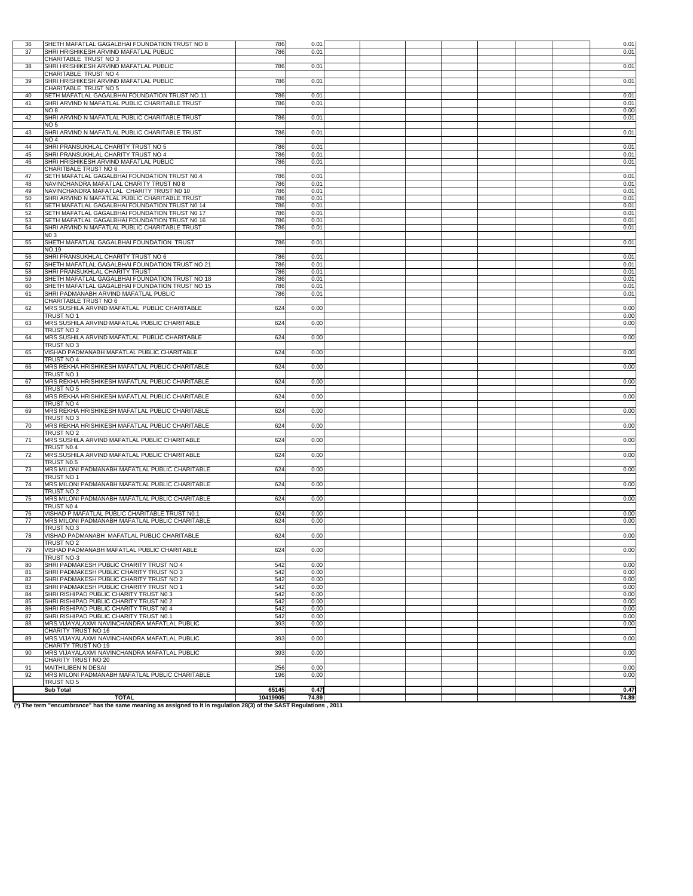| | | | | | | | | | | | |
|---|---|---|---|---|---|---|---|---|---|---|---|
| 36 | SHETH MAFATLAL GAGALBHAI FOUNDATION TRUST NO 8 | 786 | 0.01 | | | | | | | | 0.01 |
| 37 | SHRI HRISHIKESH ARVIND MAFATLAL PUBLIC CHARITABLE TRUST NO 3 | 786 | 0.01 | | | | | | | | 0.01 |
| 38 | SHRI HRISHIKESH ARVIND MAFATLAL PUBLIC CHARITABLE TRUST NO 4 | 786 | 0.01 | | | | | | | | 0.01 |
| 39 | SHRI HRISHIKESH ARVIND MAFATLAL PUBLIC CHARITABLE TRUST NO 5 | 786 | 0.01 | | | | | | | | 0.01 |
| 40 | SETH MAFATLAL GAGALBHAI FOUNDATION TRUST NO 11 | 786 | 0.01 | | | | | | | | 0.01 |
| 41 | SHRI ARVIND N MAFATLAL PUBLIC CHARITABLE TRUST | 786 | 0.01 | | | | | | | | 0.01 |
| | NO 8 | | | | | | | | | | 0.00 |
| 42 | SHRI ARVIND N MAFATLAL PUBLIC CHARITABLE TRUST NO 5 | 786 | 0.01 | | | | | | | | 0.01 |
| 43 | SHRI ARVIND N MAFATLAL PUBLIC CHARITABLE TRUST NO 4 | 786 | 0.01 | | | | | | | | 0.01 |
| 44 | SHRI PRANSUKHLAL CHARITY TRUST NO 5 | 786 | 0.01 | | | | | | | | 0.01 |
| 45 | SHRI PRANSUKHLAL CHARITY TRUST NO 4 | 786 | 0.01 | | | | | | | | 0.01 |
| 46 | SHRI HRISHIKESH ARVIND MAFATLAL PUBLIC CHARITBALE TRUST NO 6 | 786 | 0.01 | | | | | | | | 0.01 |
| 47 | SETH MAFATLAL GAGALBHAI FOUNDATION TRUST N0.4 | 786 | 0.01 | | | | | | | | 0.01 |
| 48 | NAVINCHANDRA MAFATLAL CHARITY TRUST N0 8 | 786 | 0.01 | | | | | | | | 0.01 |
| 49 | NAVINCHANDRA MAFATLAL CHARITY TRUST N0 10 | 786 | 0.01 | | | | | | | | 0.01 |
| 50 | SHRI ARVIND N MAFATLAL PUBLIC CHARITABLE TRUST | 786 | 0.01 | | | | | | | | 0.01 |
| 51 | SETH MAFATLAL GAGALBHAI FOUNDATION TRUST N0 14 | 786 | 0.01 | | | | | | | | 0.01 |
| 52 | SETH MAFATLAL GAGALBHAI FOUNDATION TRUST N0 17 | 786 | 0.01 | | | | | | | | 0.01 |
| 53 | SETH MAFATLAL GAGALBHAI FOUNDATION TRUST N0 16 | 786 | 0.01 | | | | | | | | 0.01 |
| 54 | SHRI ARVIND N MAFATLAL PUBLIC CHARITABLE TRUST N0 3 | 786 | 0.01 | | | | | | | | 0.01 |
| 55 | SHETH MAFATLAL GAGALBHAI FOUNDATION TRUST NO.19 | 786 | 0.01 | | | | | | | | 0.01 |
| 56 | SHRI PRANSUKHLAL CHARITY TRUST NO 6 | 786 | 0.01 | | | | | | | | 0.01 |
| 57 | SHETH MAFATLAL GAGALBHAI FOUNDATION TRUST NO 21 | 786 | 0.01 | | | | | | | | 0.01 |
| 58 | SHRI PRANSUKHLAL CHARITY TRUST | 786 | 0.01 | | | | | | | | 0.01 |
| 59 | SHETH MAFATLAL GAGALBHAI FOUNDATION TRUST NO 18 | 786 | 0.01 | | | | | | | | 0.01 |
| 60 | SHETH MAFATLAL GAGALBHAI FOUNDATION TRUST NO 15 | 786 | 0.01 | | | | | | | | 0.01 |
| 61 | SHRI PADMANABH ARVIND MAFATLAL PUBLIC CHARITABLE TRUST NO 6 | 786 | 0.01 | | | | | | | | 0.01 |
| 62 | MRS SUSHILA ARVIND MAFATLAL PUBLIC CHARITABLE | 624 | 0.00 | | | | | | | | 0.00 |
| | TRUST NO 1 | | | | | | | | | | 0.00 |
| 63 | MRS SUSHILA ARVIND MAFATLAL PUBLIC CHARITABLE TRUST NO 2 | 624 | 0.00 | | | | | | | | 0.00 |
| 64 | MRS SUSHILA ARVIND MAFATLAL PUBLIC CHARITABLE TRUST NO 3 | 624 | 0.00 | | | | | | | | 0.00 |
| 65 | VISHAD PADMANABH MAFATLAL PUBLIC CHARITABLE TRUST NO 4 | 624 | 0.00 | | | | | | | | 0.00 |
| 66 | MRS REKHA HRISHIKESH MAFATLAL PUBLIC CHARITABLE TRUST NO 1 | 624 | 0.00 | | | | | | | | 0.00 |
| 67 | MRS REKHA HRISHIKESH MAFATLAL PUBLIC CHARITABLE TRUST NO 5 | 624 | 0.00 | | | | | | | | 0.00 |
| 68 | MRS REKHA HRISHIKESH MAFATLAL PUBLIC CHARITABLE TRUST NO 4 | 624 | 0.00 | | | | | | | | 0.00 |
| 69 | MRS REKHA HRISHIKESH MAFATLAL PUBLIC CHARITABLE TRUST NO 3 | 624 | 0.00 | | | | | | | | 0.00 |
| 70 | MRS REKHA HRISHIKESH MAFATLAL PUBLIC CHARITABLE TRUST NO 2 | 624 | 0.00 | | | | | | | | 0.00 |
| 71 | MRS SUSHILA ARVIND MAFATLAL PUBLIC CHARITABLE TRUST N0.4 | 624 | 0.00 | | | | | | | | 0.00 |
| 72 | MRS.SUSHILA ARVIND MAFATLAL PUBLIC CHARITABLE TRUST N0.5 | 624 | 0.00 | | | | | | | | 0.00 |
| 73 | MRS MILONI PADMANABH MAFATLAL PUBLIC CHARITABLE TRUST NO 1 | 624 | 0.00 | | | | | | | | 0.00 |
| 74 | MRS MILONI PADMANABH MAFATLAL PUBLIC CHARITABLE TRUST NO 2 | 624 | 0.00 | | | | | | | | 0.00 |
| 75 | MRS MILONI PADMANABH MAFATLAL PUBLIC CHARITABLE TRUST N0 4 | 624 | 0.00 | | | | | | | | 0.00 |
| 76 | VISHAD P MAFATLAL PUBLIC CHARITABLE TRUST N0.1 | 624 | 0.00 | | | | | | | | 0.00 |
| 77 | MRS MILONI PADMANABH MAFATLAL PUBLIC CHARITABLE TRUST NO.3 | 624 | 0.00 | | | | | | | | 0.00 |
| 78 | VISHAD PADMANABH MAFATLAL PUBLIC CHARITABLE TRUST NO 2 | 624 | 0.00 | | | | | | | | 0.00 |
| 79 | VISHAD PADMANABH MAFATLAL PUBLIC CHARITABLE TRUST NO-3 | 624 | 0.00 | | | | | | | | 0.00 |
| 80 | SHRI PADMAKESH PUBLIC CHARITY TRUST NO 4 | 542 | 0.00 | | | | | | | | 0.00 |
| 81 | SHRI PADMAKESH PUBLIC CHARITY TRUST NO 3 | 542 | 0.00 | | | | | | | | 0.00 |
| 82 | SHRI PADMAKESH PUBLIC CHARITY TRUST NO 2 | 542 | 0.00 | | | | | | | | 0.00 |
| 83 | SHRI PADMAKESH PUBLIC CHARITY TRUST NO 1 | 542 | 0.00 | | | | | | | | 0.00 |
| 84 | SHRI RISHIPAD PUBLIC CHARITY TRUST N0 3 | 542 | 0.00 | | | | | | | | 0.00 |
| 85 | SHRI RISHIPAD PUBLIC CHARITY TRUST N0 2 | 542 | 0.00 | | | | | | | | 0.00 |
| 86 | SHRI RISHIPAD PUBLIC CHARITY TRUST N0 4 | 542 | 0.00 | | | | | | | | 0.00 |
| 87 | SHRI RISHIPAD PUBLIC CHARITY TRUST N0.1 | 542 | 0.00 | | | | | | | | 0.00 |
| 88 | MRS.VIJAYALAXMI NAVINCHANDRA MAFATLAL PUBLIC CHARITY TRUST NO 16 | 393 | 0.00 | | | | | | | | 0.00 |
| 89 | MRS VIJAYALAXMI NAVINCHANDRA MAFATLAL PUBLIC CHARITY TRUST NO 19 | 393 | 0.00 | | | | | | | | 0.00 |
| 90 | MRS VIJAYALAXMI NAVINCHANDRA MAFATLAL PUBLIC CHARITY TRUST NO 20 | 393 | 0.00 | | | | | | | | 0.00 |
| 91 | MAITHILIBEN N DESAI | 256 | 0.00 | | | | | | | | 0.00 |
| 92 | MRS MILONI PADMANABH MAFATLAL PUBLIC CHARITABLE TRUST NO 5 | 196 | 0.00 | | | | | | | | 0.00 |
| | **Sub Total** | **65145** | **0.47** | | | | | | | | **0.47** |
| | **TOTAL** | **10419905** | **74.89** | | | | | | | | **74.89** |

**(\*) The term "encumbrance" has the same meaning as assigned to it in regulation 28(3) of the SAST Regulations , 2011**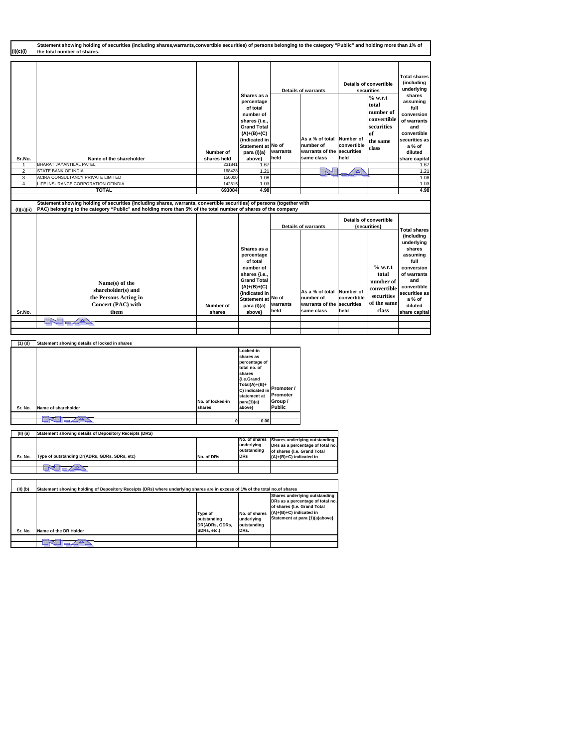**(I)(c)(i) Statement showing holding of securities (including shares,warrants,convertible securities) of persons belonging to the category "Public" and holding more than 1% of the total number of shares.**

| Sr.No. | Name of the shareholder | Number of shares held | Shares as a percentage of total number of shares {i.e., Grand Total (A)+(B)+(C) {indicated in Statement at para (I)(a) above} | Details of warrants | | Details of convertible securities | | Total shares (including underlying shares assuming full conversion of warrants and convertible securities as a % of diluted share capital |
|---|---|---|---|---|---|---|---|---|
| | | | | No of warrants held | As a % of total number of warrants of the same class | Number of convertible securities held | % w.r.t total number of convertible securities of the same class | |
| 1 | BHARAT JAYANTILAL PATEL | 231841 | 1.67 | | | | | 1.67 |
| 2 | STATE BANK OF INDIA | 168428 | 1.21 | | N.A | | | 1.21 |
| 3 | ACIRA CONSULTANCY PRIVATE LIMITED | 150000 | 1.08 | | | | | 1.08 |
| 4 | LIFE INSURANCE CORPORATION OFINDIA | 142815 | 1.03 | | | | | 1.03 |
| | TOTAL | 693084 | 4.98 | | | | | 4.98 |

**(I)(c)(ii) Statement showing holding of securities (including shares, warrants, convertible securities) of persons (together with PAC) belonging to the category "Public" and holding more than 5% of the total number of shares of the company**

| Sr.No. | Name(s) of the shareholder(s) and the Persons Acting in Concert (PAC) with them | Number of shares | Shares as a percentage of total number of shares {i.e., Grand Total (A)+(B)+(C) {indicated in Statement at para (I)(a) above} | Details of warrants | | Details of convertible {securities} | | Total shares (including underlying shares assuming full conversion of warrants and convertible securities as a % of diluted share capital |
|---|---|---|---|---|---|---|---|---|
| | | | | No of warrants held | As a % of total number of warrants of the same class | Number of convertible securities held | % w.r.t total number of convertible securities of the same class | |
| | N.A | | | | | | | |

**(1) (d) Statement showing details of locked in shares**

| Sr. No. | Name of shareholder | No. of locked-in shares | Locked-in shares as percentage of total no. of shares {i.e.Grand Total(A)+(B)+C) indicated in statement at para(1)(a) above} | Promoter / Promoter Group / Public |
|---|---|---|---|---|
| | N.A | | | |
| | | 0 | 0.00 | |

**(II) (a) Statement showing details of Depository Receipts (DRS)**

| Sr. No. | Type of outstanding Dr(ADRs, GDRs, SDRs, etc) | No. of DRs | No. of shares underlying outstanding DRs | Shares underlying outstanding DRs as a percentage of total no. of shares {I.e. Grand Total (A)+(B)+C) indicated in |
|---|---|---|---|---|
| | N.A | | | |

**(II) (b) Statement showing holding of Depository Receipts (DRs) where underlying shares are in excess of 1% of the total no.of shares**

| Sr. No. | Name of the DR Holder | Type of outstanding DR(ADRs, GDRs, SDRs, etc.) | No. of shares underlying outstanding DRs. | Shares underlying outstanding DRs as a percentage of total no. of shares {I.e. Grand Total (A)+(B)+C) indicated in Statement at para (1)(a)above} |
|---|---|---|---|---|
| | N.A | | | |